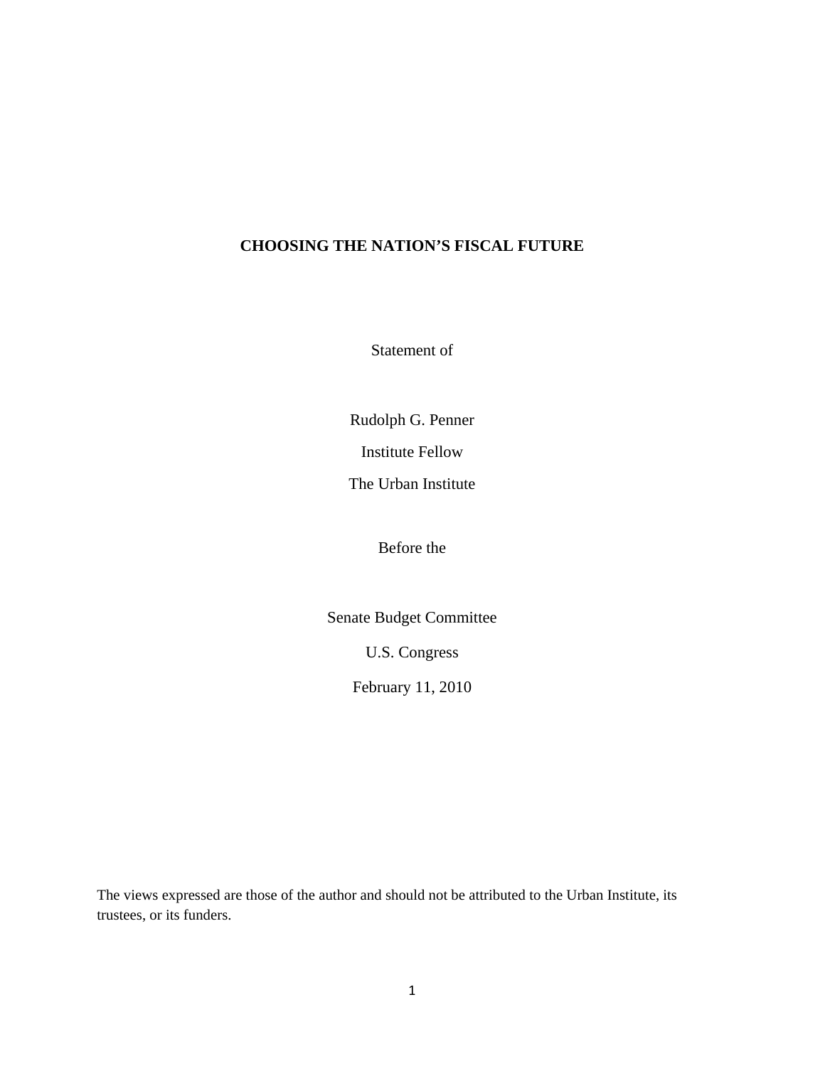# CHOOSING THE NATION'S FISCAL FUTURE

Statement of

Rudolph G. Penner

Institute Fellow

The Urban Institute

Before the

Senate Budget Committee

U.S. Congress

February 11, 2010

The views expressed are those of the author and should not be attributed to the Urban Institute, its trustees, or its funders.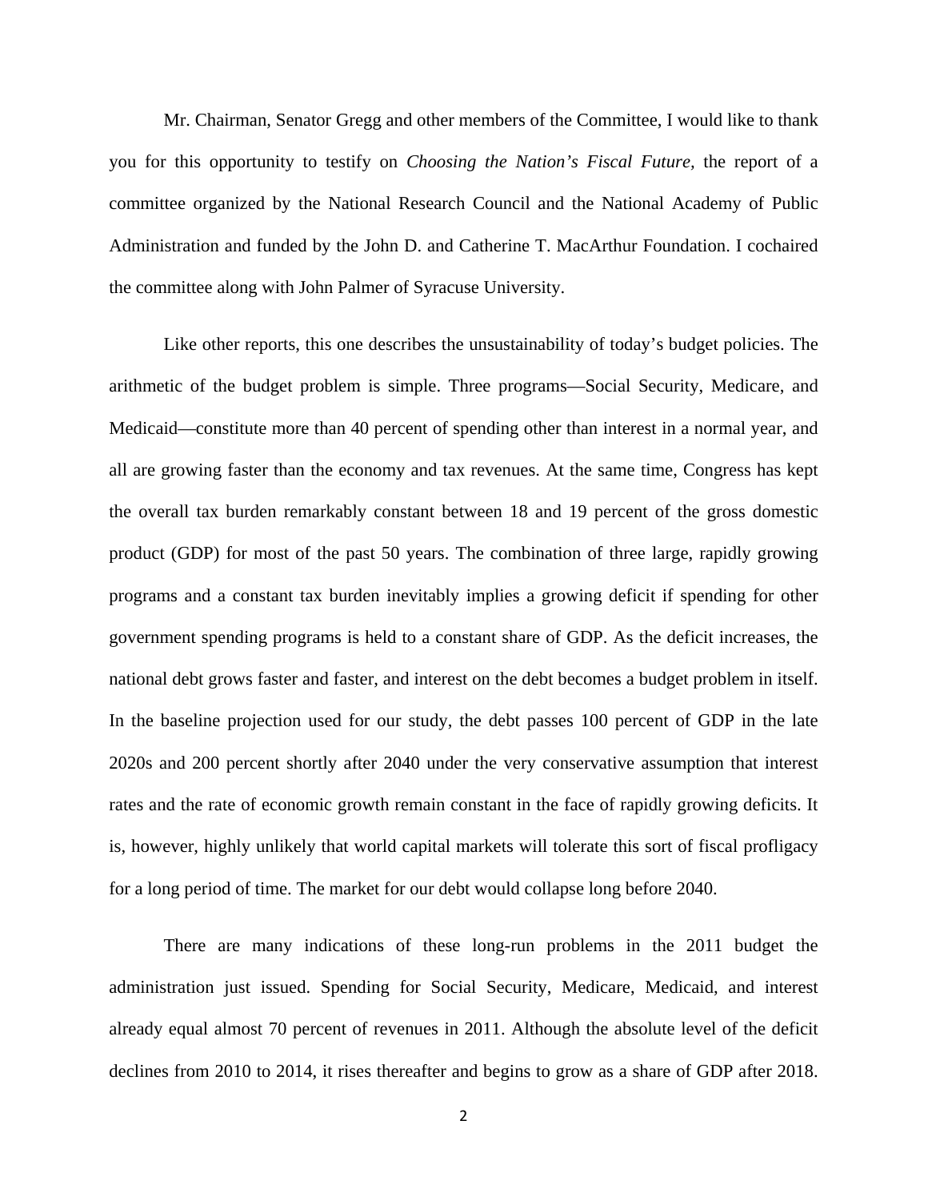Mr. Chairman, Senator Gregg and other members of the Committee, I would like to thank you for this opportunity to testify on *Choosing the Nation's Fiscal Future,* the report of a committee organized by the National Research Council and the National Academy of Public Administration and funded by the John D. and Catherine T. MacArthur Foundation. I cochaired the committee along with John Palmer of Syracuse University.

Like other reports, this one describes the unsustainability of today's budget policies. The arithmetic of the budget problem is simple. Three programs—Social Security, Medicare, and Medicaid—constitute more than 40 percent of spending other than interest in a normal year, and all are growing faster than the economy and tax revenues. At the same time, Congress has kept the overall tax burden remarkably constant between 18 and 19 percent of the gross domestic product (GDP) for most of the past 50 years. The combination of three large, rapidly growing programs and a constant tax burden inevitably implies a growing deficit if spending for other government spending programs is held to a constant share of GDP. As the deficit increases, the national debt grows faster and faster, and interest on the debt becomes a budget problem in itself. In the baseline projection used for our study, the debt passes 100 percent of GDP in the late 2020s and 200 percent shortly after 2040 under the very conservative assumption that interest rates and the rate of economic growth remain constant in the face of rapidly growing deficits. It is, however, highly unlikely that world capital markets will tolerate this sort of fiscal profligacy for a long period of time. The market for our debt would collapse long before 2040.

There are many indications of these long-run problems in the 2011 budget the administration just issued. Spending for Social Security, Medicare, Medicaid, and interest already equal almost 70 percent of revenues in 2011. Although the absolute level of the deficit declines from 2010 to 2014, it rises thereafter and begins to grow as a share of GDP after 2018.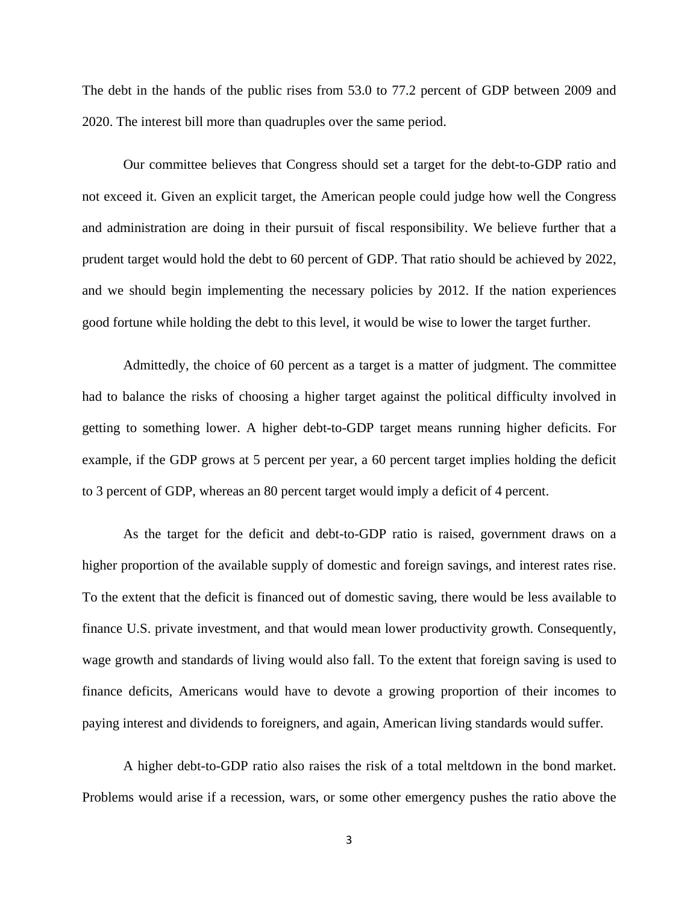The debt in the hands of the public rises from 53.0 to 77.2 percent of GDP between 2009 and 2020. The interest bill more than quadruples over the same period.

Our committee believes that Congress should set a target for the debt-to-GDP ratio and not exceed it. Given an explicit target, the American people could judge how well the Congress and administration are doing in their pursuit of fiscal responsibility. We believe further that a prudent target would hold the debt to 60 percent of GDP. That ratio should be achieved by 2022, and we should begin implementing the necessary policies by 2012. If the nation experiences good fortune while holding the debt to this level, it would be wise to lower the target further.

Admittedly, the choice of 60 percent as a target is a matter of judgment. The committee had to balance the risks of choosing a higher target against the political difficulty involved in getting to something lower. A higher debt-to-GDP target means running higher deficits. For example, if the GDP grows at 5 percent per year, a 60 percent target implies holding the deficit to 3 percent of GDP, whereas an 80 percent target would imply a deficit of 4 percent.

As the target for the deficit and debt-to-GDP ratio is raised, government draws on a higher proportion of the available supply of domestic and foreign savings, and interest rates rise. To the extent that the deficit is financed out of domestic saving, there would be less available to finance U.S. private investment, and that would mean lower productivity growth. Consequently, wage growth and standards of living would also fall. To the extent that foreign saving is used to finance deficits, Americans would have to devote a growing proportion of their incomes to paying interest and dividends to foreigners, and again, American living standards would suffer.

A higher debt-to-GDP ratio also raises the risk of a total meltdown in the bond market. Problems would arise if a recession, wars, or some other emergency pushes the ratio above the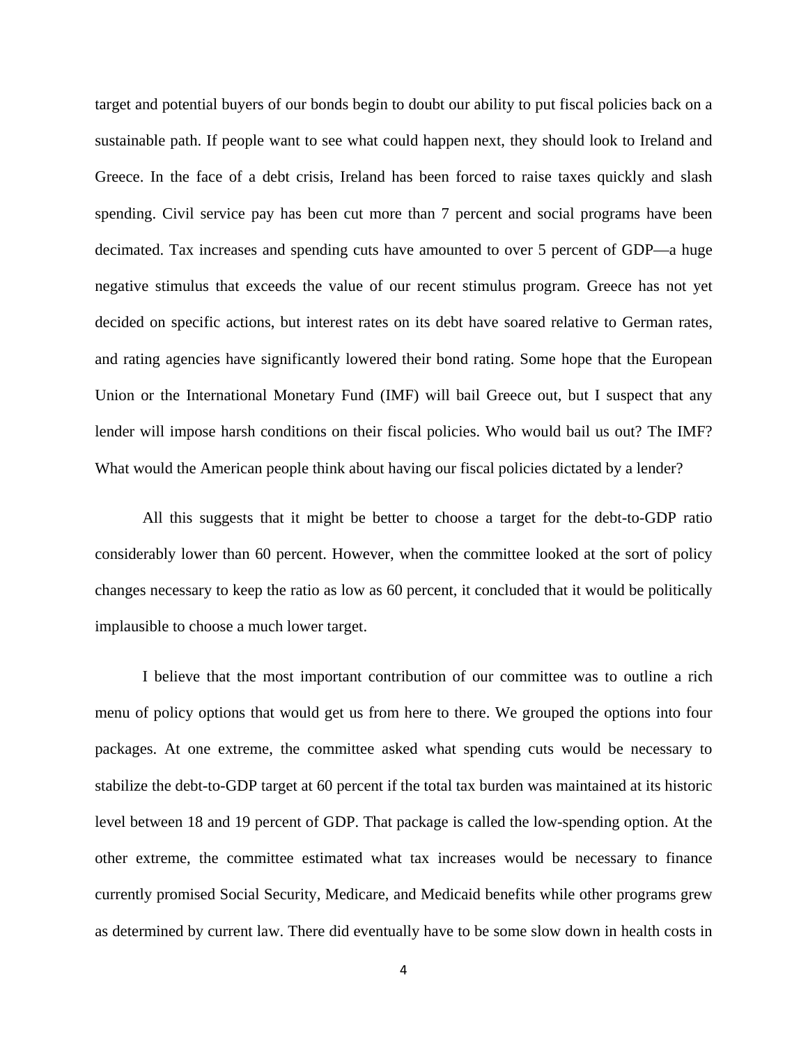target and potential buyers of our bonds begin to doubt our ability to put fiscal policies back on a sustainable path. If people want to see what could happen next, they should look to Ireland and Greece. In the face of a debt crisis, Ireland has been forced to raise taxes quickly and slash spending. Civil service pay has been cut more than 7 percent and social programs have been decimated. Tax increases and spending cuts have amounted to over 5 percent of GDP—a huge negative stimulus that exceeds the value of our recent stimulus program. Greece has not yet decided on specific actions, but interest rates on its debt have soared relative to German rates, and rating agencies have significantly lowered their bond rating. Some hope that the European Union or the International Monetary Fund (IMF) will bail Greece out, but I suspect that any lender will impose harsh conditions on their fiscal policies. Who would bail us out? The IMF? What would the American people think about having our fiscal policies dictated by a lender?

All this suggests that it might be better to choose a target for the debt-to-GDP ratio considerably lower than 60 percent. However, when the committee looked at the sort of policy changes necessary to keep the ratio as low as 60 percent, it concluded that it would be politically implausible to choose a much lower target.

I believe that the most important contribution of our committee was to outline a rich menu of policy options that would get us from here to there. We grouped the options into four packages. At one extreme, the committee asked what spending cuts would be necessary to stabilize the debt-to-GDP target at 60 percent if the total tax burden was maintained at its historic level between 18 and 19 percent of GDP. That package is called the low-spending option. At the other extreme, the committee estimated what tax increases would be necessary to finance currently promised Social Security, Medicare, and Medicaid benefits while other programs grew as determined by current law. There did eventually have to be some slow down in health costs in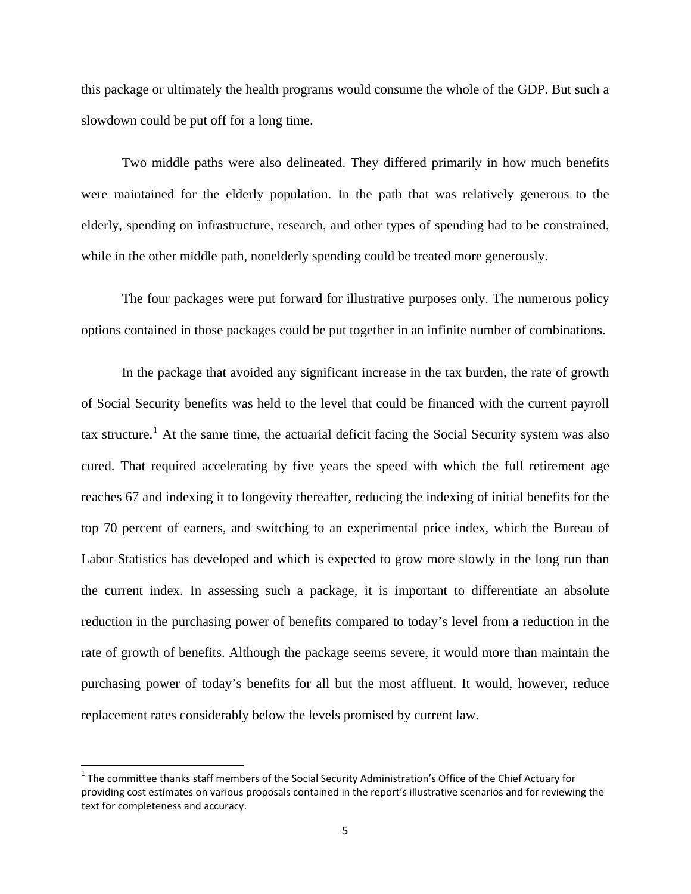this package or ultimately the health programs would consume the whole of the GDP. But such a slowdown could be put off for a long time.

Two middle paths were also delineated. They differed primarily in how much benefits were maintained for the elderly population. In the path that was relatively generous to the elderly, spending on infrastructure, research, and other types of spending had to be constrained, while in the other middle path, nonelderly spending could be treated more generously.

The four packages were put forward for illustrative purposes only. The numerous policy options contained in those packages could be put together in an infinite number of combinations.

In the package that avoided any significant increase in the tax burden, the rate of growth of Social Security benefits was held to the level that could be financed with the current payroll tax structure.[1] At the same time, the actuarial deficit facing the Social Security system was also cured. That required accelerating by five years the speed with which the full retirement age reaches 67 and indexing it to longevity thereafter, reducing the indexing of initial benefits for the top 70 percent of earners, and switching to an experimental price index, which the Bureau of Labor Statistics has developed and which is expected to grow more slowly in the long run than the current index. In assessing such a package, it is important to differentiate an absolute reduction in the purchasing power of benefits compared to today's level from a reduction in the rate of growth of benefits. Although the package seems severe, it would more than maintain the purchasing power of today's benefits for all but the most affluent. It would, however, reduce replacement rates considerably below the levels promised by current law.

[1] The committee thanks staff members of the Social Security Administration's Office of the Chief Actuary for providing cost estimates on various proposals contained in the report's illustrative scenarios and for reviewing the text for completeness and accuracy.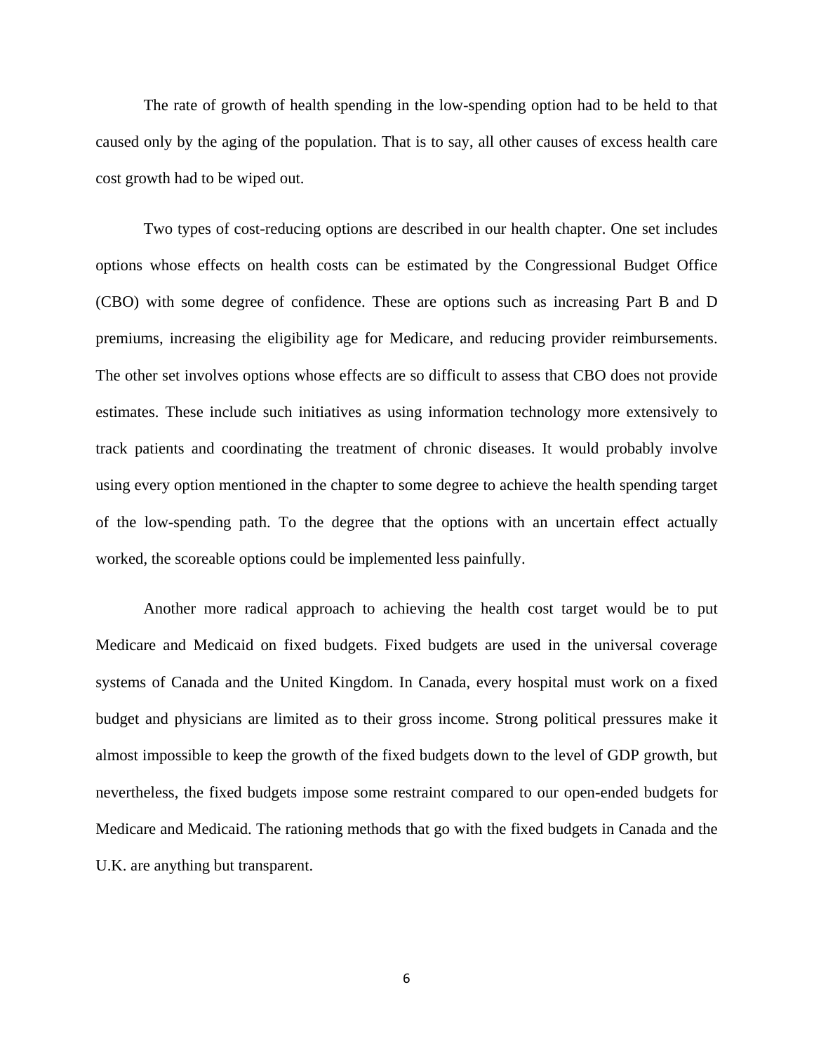The rate of growth of health spending in the low-spending option had to be held to that caused only by the aging of the population. That is to say, all other causes of excess health care cost growth had to be wiped out.

Two types of cost-reducing options are described in our health chapter. One set includes options whose effects on health costs can be estimated by the Congressional Budget Office (CBO) with some degree of confidence. These are options such as increasing Part B and D premiums, increasing the eligibility age for Medicare, and reducing provider reimbursements. The other set involves options whose effects are so difficult to assess that CBO does not provide estimates. These include such initiatives as using information technology more extensively to track patients and coordinating the treatment of chronic diseases. It would probably involve using every option mentioned in the chapter to some degree to achieve the health spending target of the low-spending path. To the degree that the options with an uncertain effect actually worked, the scoreable options could be implemented less painfully.

Another more radical approach to achieving the health cost target would be to put Medicare and Medicaid on fixed budgets. Fixed budgets are used in the universal coverage systems of Canada and the United Kingdom. In Canada, every hospital must work on a fixed budget and physicians are limited as to their gross income. Strong political pressures make it almost impossible to keep the growth of the fixed budgets down to the level of GDP growth, but nevertheless, the fixed budgets impose some restraint compared to our open-ended budgets for Medicare and Medicaid. The rationing methods that go with the fixed budgets in Canada and the U.K. are anything but transparent.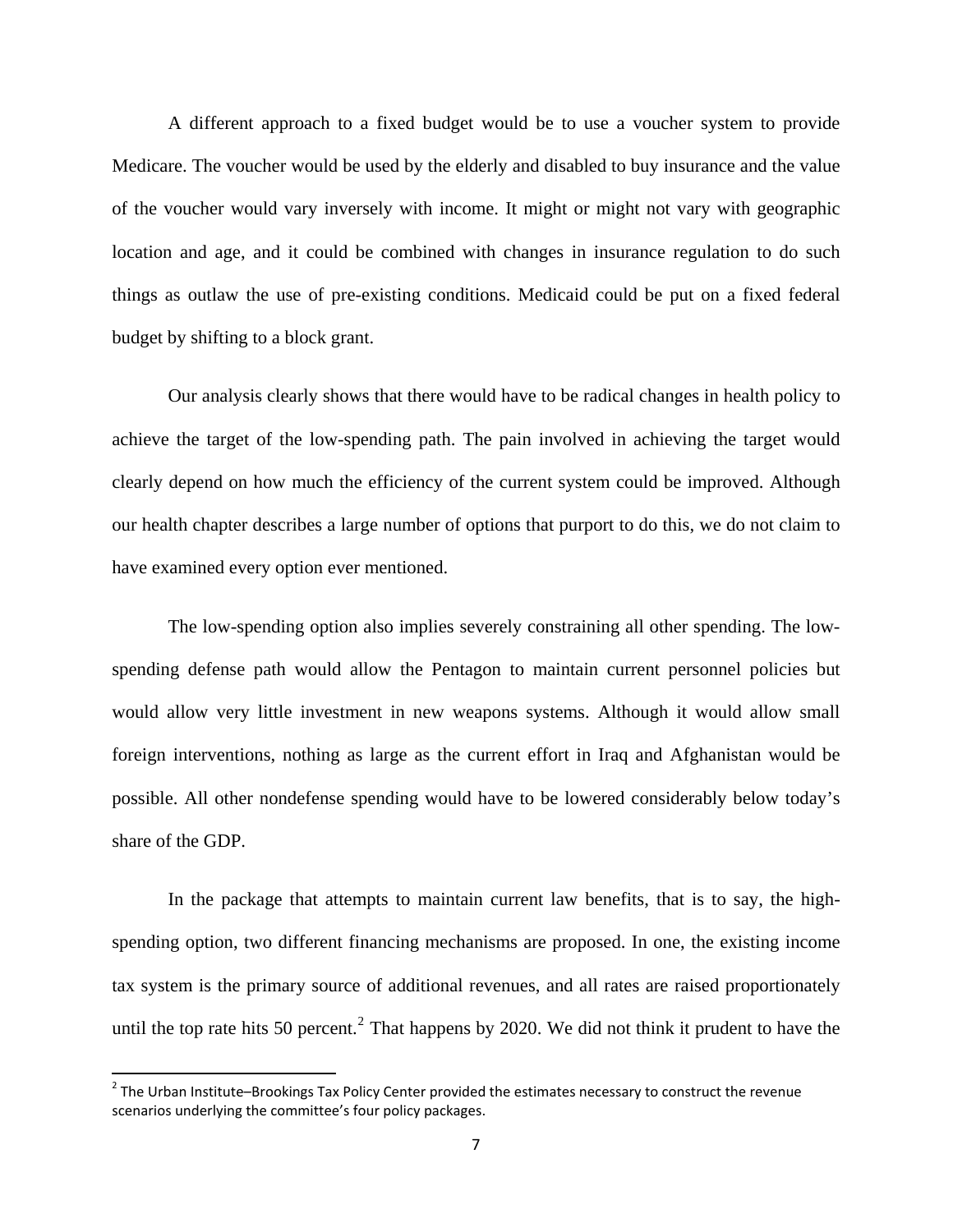A different approach to a fixed budget would be to use a voucher system to provide Medicare. The voucher would be used by the elderly and disabled to buy insurance and the value of the voucher would vary inversely with income. It might or might not vary with geographic location and age, and it could be combined with changes in insurance regulation to do such things as outlaw the use of pre-existing conditions. Medicaid could be put on a fixed federal budget by shifting to a block grant.

Our analysis clearly shows that there would have to be radical changes in health policy to achieve the target of the low-spending path. The pain involved in achieving the target would clearly depend on how much the efficiency of the current system could be improved. Although our health chapter describes a large number of options that purport to do this, we do not claim to have examined every option ever mentioned.

The low-spending option also implies severely constraining all other spending. The low-spending defense path would allow the Pentagon to maintain current personnel policies but would allow very little investment in new weapons systems. Although it would allow small foreign interventions, nothing as large as the current effort in Iraq and Afghanistan would be possible. All other nondefense spending would have to be lowered considerably below today's share of the GDP.

In the package that attempts to maintain current law benefits, that is to say, the high-spending option, two different financing mechanisms are proposed. In one, the existing income tax system is the primary source of additional revenues, and all rates are raised proportionately until the top rate hits 50 percent.[2] That happens by 2020. We did not think it prudent to have the

[2] The Urban Institute–Brookings Tax Policy Center provided the estimates necessary to construct the revenue scenarios underlying the committee's four policy packages.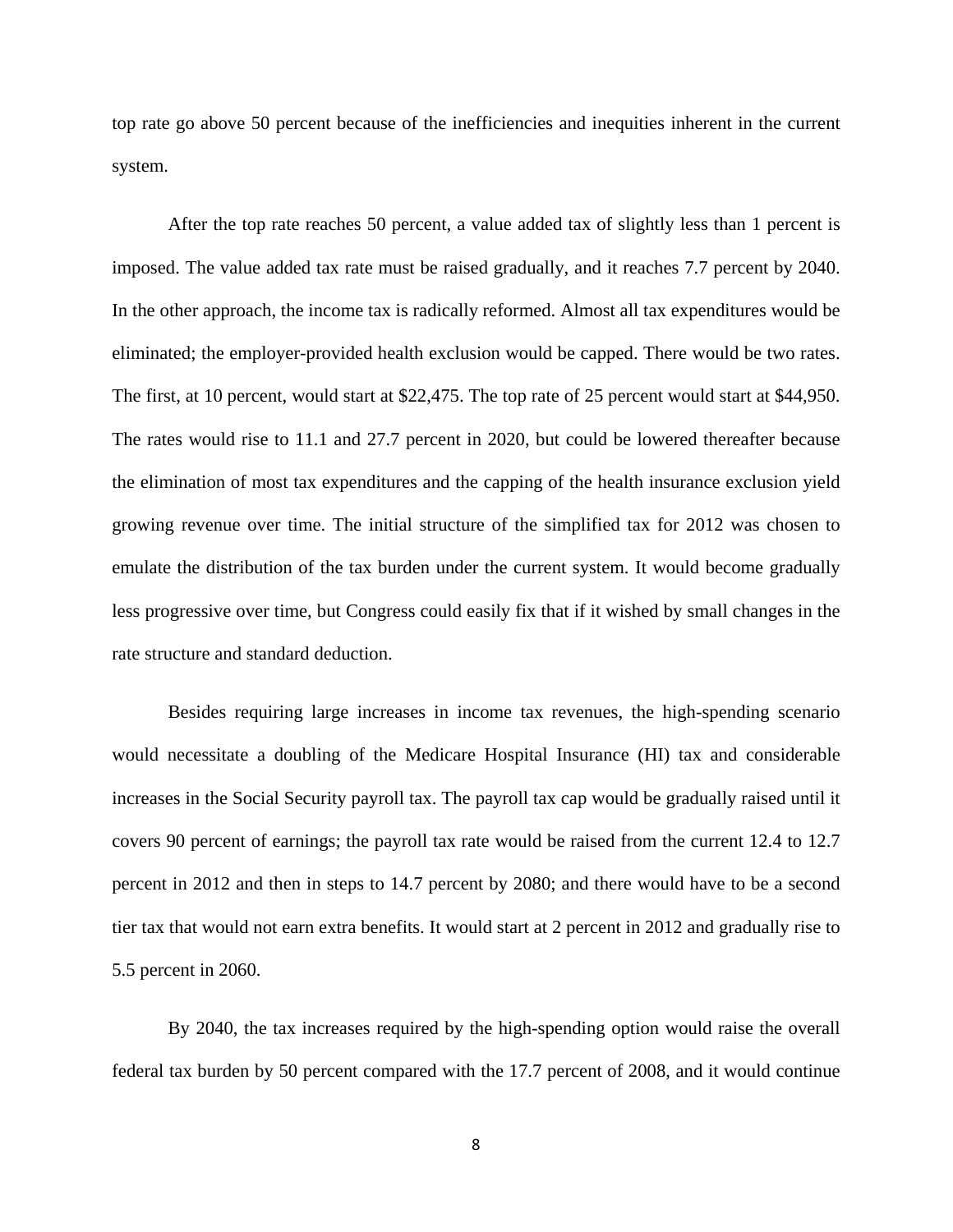top rate go above 50 percent because of the inefficiencies and inequities inherent in the current system.

After the top rate reaches 50 percent, a value added tax of slightly less than 1 percent is imposed. The value added tax rate must be raised gradually, and it reaches 7.7 percent by 2040. In the other approach, the income tax is radically reformed. Almost all tax expenditures would be eliminated; the employer-provided health exclusion would be capped. There would be two rates. The first, at 10 percent, would start at $22,475. The top rate of 25 percent would start at $44,950. The rates would rise to 11.1 and 27.7 percent in 2020, but could be lowered thereafter because the elimination of most tax expenditures and the capping of the health insurance exclusion yield growing revenue over time. The initial structure of the simplified tax for 2012 was chosen to emulate the distribution of the tax burden under the current system. It would become gradually less progressive over time, but Congress could easily fix that if it wished by small changes in the rate structure and standard deduction.

Besides requiring large increases in income tax revenues, the high-spending scenario would necessitate a doubling of the Medicare Hospital Insurance (HI) tax and considerable increases in the Social Security payroll tax. The payroll tax cap would be gradually raised until it covers 90 percent of earnings; the payroll tax rate would be raised from the current 12.4 to 12.7 percent in 2012 and then in steps to 14.7 percent by 2080; and there would have to be a second tier tax that would not earn extra benefits. It would start at 2 percent in 2012 and gradually rise to 5.5 percent in 2060.

By 2040, the tax increases required by the high-spending option would raise the overall federal tax burden by 50 percent compared with the 17.7 percent of 2008, and it would continue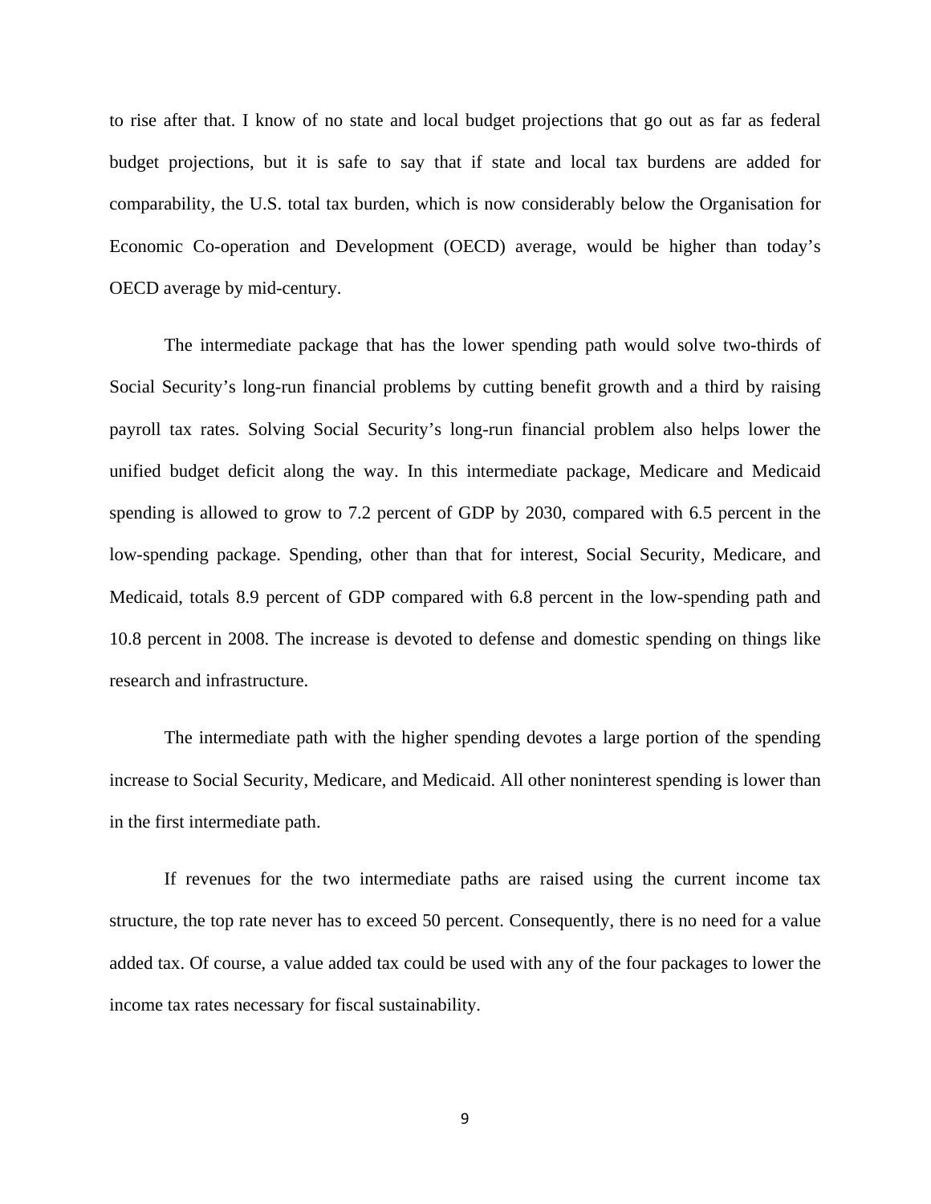to rise after that. I know of no state and local budget projections that go out as far as federal budget projections, but it is safe to say that if state and local tax burdens are added for comparability, the U.S. total tax burden, which is now considerably below the Organisation for Economic Co-operation and Development (OECD) average, would be higher than today's OECD average by mid-century.

The intermediate package that has the lower spending path would solve two-thirds of Social Security's long-run financial problems by cutting benefit growth and a third by raising payroll tax rates. Solving Social Security's long-run financial problem also helps lower the unified budget deficit along the way. In this intermediate package, Medicare and Medicaid spending is allowed to grow to 7.2 percent of GDP by 2030, compared with 6.5 percent in the low-spending package. Spending, other than that for interest, Social Security, Medicare, and Medicaid, totals 8.9 percent of GDP compared with 6.8 percent in the low-spending path and 10.8 percent in 2008. The increase is devoted to defense and domestic spending on things like research and infrastructure.

The intermediate path with the higher spending devotes a large portion of the spending increase to Social Security, Medicare, and Medicaid. All other noninterest spending is lower than in the first intermediate path.

If revenues for the two intermediate paths are raised using the current income tax structure, the top rate never has to exceed 50 percent. Consequently, there is no need for a value added tax. Of course, a value added tax could be used with any of the four packages to lower the income tax rates necessary for fiscal sustainability.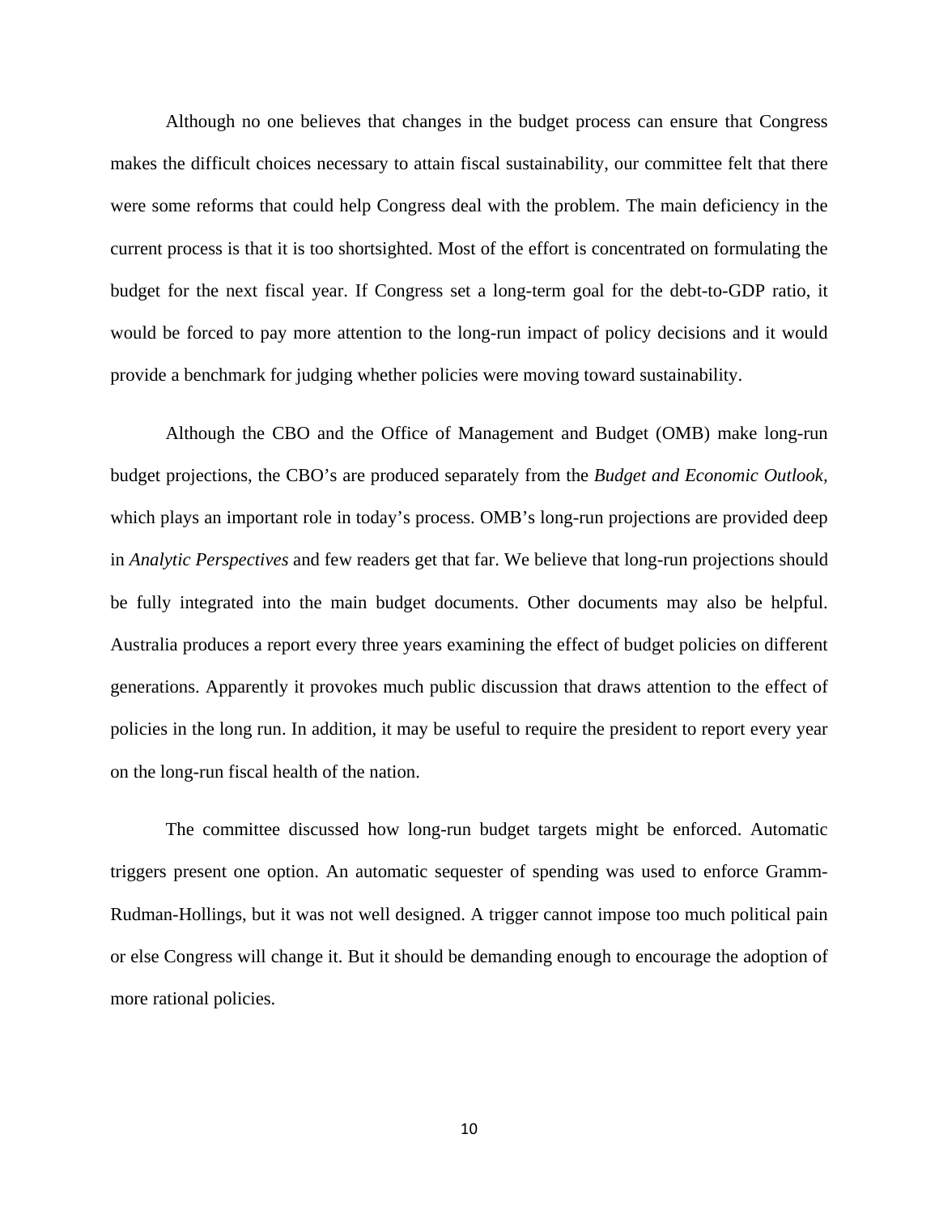Although no one believes that changes in the budget process can ensure that Congress makes the difficult choices necessary to attain fiscal sustainability, our committee felt that there were some reforms that could help Congress deal with the problem. The main deficiency in the current process is that it is too shortsighted. Most of the effort is concentrated on formulating the budget for the next fiscal year. If Congress set a long-term goal for the debt-to-GDP ratio, it would be forced to pay more attention to the long-run impact of policy decisions and it would provide a benchmark for judging whether policies were moving toward sustainability.

Although the CBO and the Office of Management and Budget (OMB) make long-run budget projections, the CBO's are produced separately from the *Budget and Economic Outlook,* which plays an important role in today's process. OMB's long-run projections are provided deep in *Analytic Perspectives* and few readers get that far. We believe that long-run projections should be fully integrated into the main budget documents. Other documents may also be helpful. Australia produces a report every three years examining the effect of budget policies on different generations. Apparently it provokes much public discussion that draws attention to the effect of policies in the long run. In addition, it may be useful to require the president to report every year on the long-run fiscal health of the nation.

The committee discussed how long-run budget targets might be enforced. Automatic triggers present one option. An automatic sequester of spending was used to enforce Gramm-Rudman-Hollings, but it was not well designed. A trigger cannot impose too much political pain or else Congress will change it. But it should be demanding enough to encourage the adoption of more rational policies.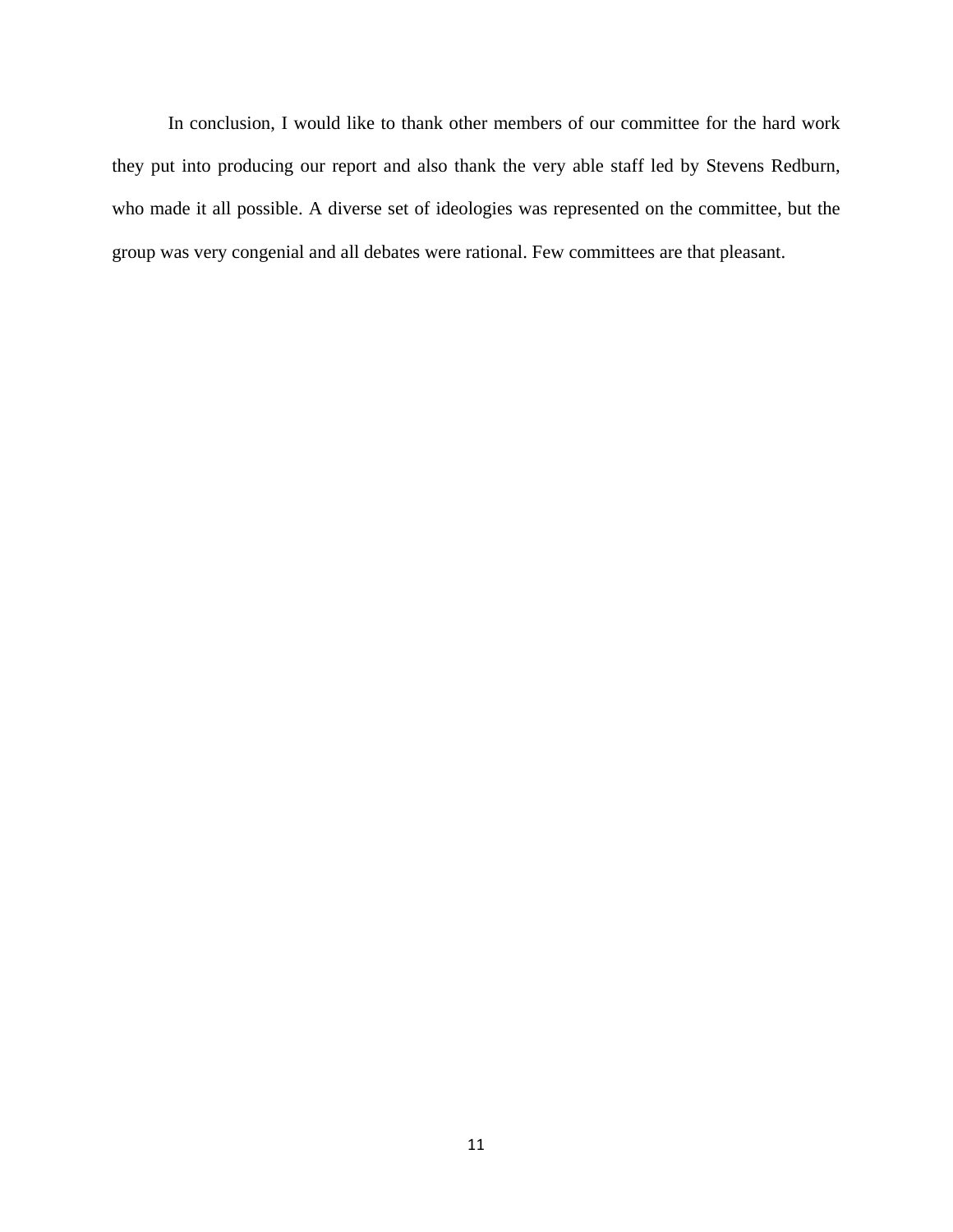In conclusion, I would like to thank other members of our committee for the hard work they put into producing our report and also thank the very able staff led by Stevens Redburn, who made it all possible. A diverse set of ideologies was represented on the committee, but the group was very congenial and all debates were rational. Few committees are that pleasant.